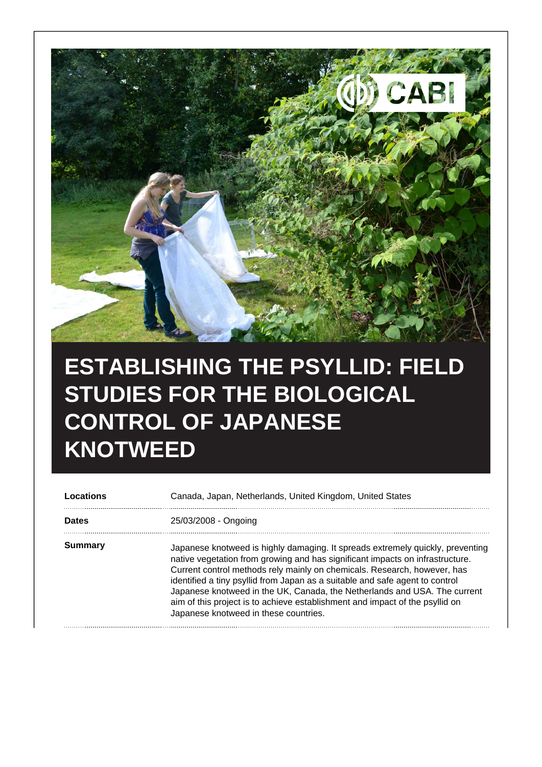# ESTABLISHING THE PSYLLID: FIELD STUDIES FOR THE BIOLOGICAL CONTROL OF JAPANESE KNOTWEED

| | |
|---|---|
| **Locations** | Canada, Japan, Netherlands, United Kingdom, United States |
| **Dates** | 25/03/2008 - Ongoing |
| **Summary** | Japanese knotweed is highly damaging. It spreads extremely quickly, preventing native vegetation from growing and has significant impacts on infrastructure. Current control methods rely mainly on chemicals. Research, however, has identified a tiny psyllid from Japan as a suitable and safe agent to control Japanese knotweed in the UK, Canada, the Netherlands and USA. The current aim of this project is to achieve establishment and impact of the psyllid on Japanese knotweed in these countries. |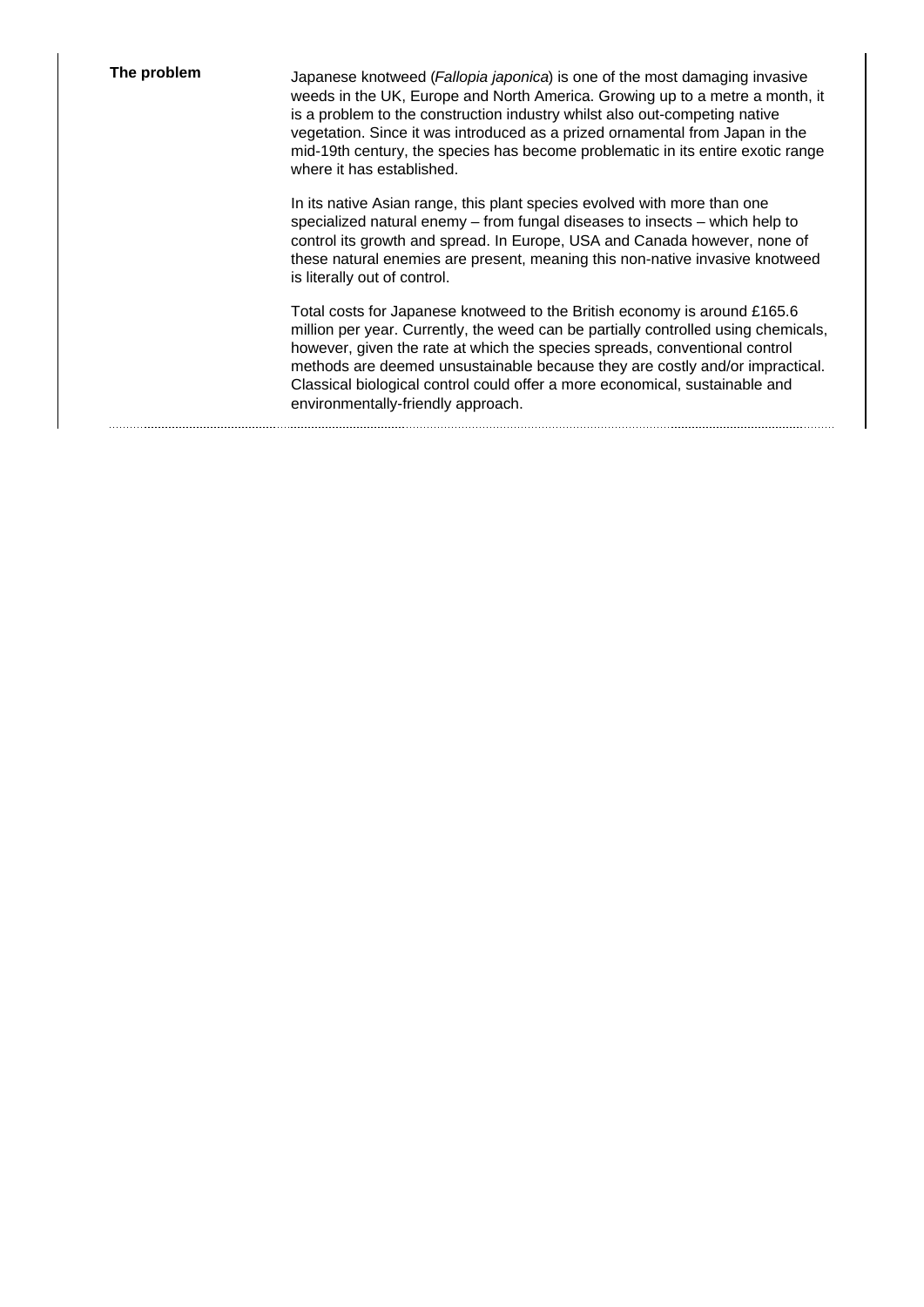**The problem**

Japanese knotweed (*Fallopia japonica*) is one of the most damaging invasive weeds in the UK, Europe and North America. Growing up to a metre a month, it is a problem to the construction industry whilst also out-competing native vegetation. Since it was introduced as a prized ornamental from Japan in the mid-19th century, the species has become problematic in its entire exotic range where it has established.

In its native Asian range, this plant species evolved with more than one specialized natural enemy – from fungal diseases to insects – which help to control its growth and spread. In Europe, USA and Canada however, none of these natural enemies are present, meaning this non-native invasive knotweed is literally out of control.

Total costs for Japanese knotweed to the British economy is around £165.6 million per year. Currently, the weed can be partially controlled using chemicals, however, given the rate at which the species spreads, conventional control methods are deemed unsustainable because they are costly and/or impractical. Classical biological control could offer a more economical, sustainable and environmentally-friendly approach.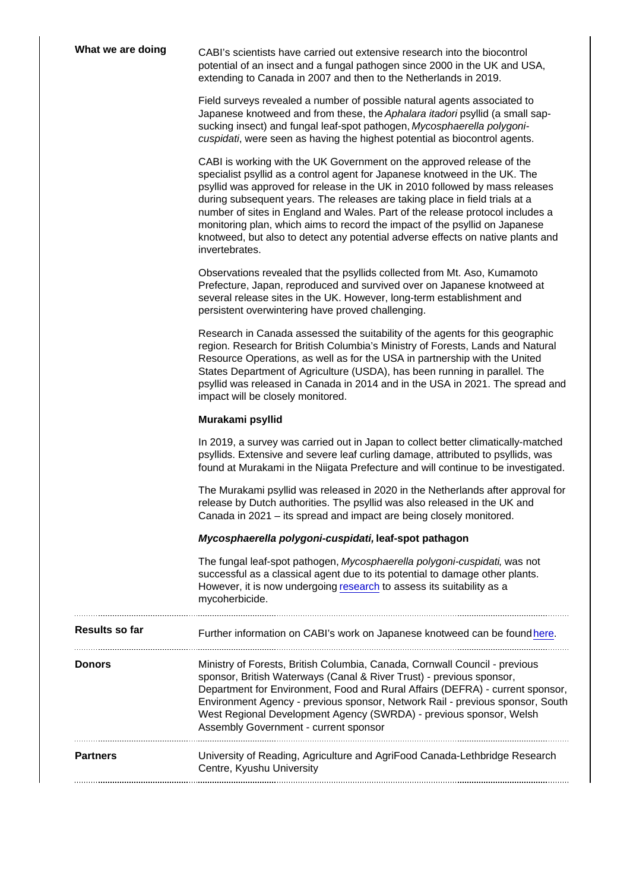**What we are doing**

CABI's scientists have carried out extensive research into the biocontrol potential of an insect and a fungal pathogen since 2000 in the UK and USA, extending to Canada in 2007 and then to the Netherlands in 2019.

Field surveys revealed a number of possible natural agents associated to Japanese knotweed and from these, the *Aphalara itadori* psyllid (a small sap-sucking insect) and fungal leaf-spot pathogen, *Mycosphaerella polygoni-cuspidati*, were seen as having the highest potential as biocontrol agents.

CABI is working with the UK Government on the approved release of the specialist psyllid as a control agent for Japanese knotweed in the UK. The psyllid was approved for release in the UK in 2010 followed by mass releases during subsequent years. The releases are taking place in field trials at a number of sites in England and Wales. Part of the release protocol includes a monitoring plan, which aims to record the impact of the psyllid on Japanese knotweed, but also to detect any potential adverse effects on native plants and invertebrates.

Observations revealed that the psyllids collected from Mt. Aso, Kumamoto Prefecture, Japan, reproduced and survived over on Japanese knotweed at several release sites in the UK. However, long-term establishment and persistent overwintering have proved challenging.

Research in Canada assessed the suitability of the agents for this geographic region. Research for British Columbia's Ministry of Forests, Lands and Natural Resource Operations, as well as for the USA in partnership with the United States Department of Agriculture (USDA), has been running in parallel. The psyllid was released in Canada in 2014 and in the USA in 2021. The spread and impact will be closely monitored.

**Murakami psyllid**

In 2019, a survey was carried out in Japan to collect better climatically-matched psyllids. Extensive and severe leaf curling damage, attributed to psyllids, was found at Murakami in the Niigata Prefecture and will continue to be investigated.

The Murakami psyllid was released in 2020 in the Netherlands after approval for release by Dutch authorities. The psyllid was also released in the UK and Canada in 2021 – its spread and impact are being closely monitored.

***Mycosphaerella polygoni-cuspidati*, leaf-spot pathagon**

The fungal leaf-spot pathogen, *Mycosphaerella polygoni-cuspidati*, was not successful as a classical agent due to its potential to damage other plants. However, it is now undergoing research to assess its suitability as a mycoherbicide.

**Results so far**

Further information on CABI's work on Japanese knotweed can be found here.

**Donors**

Ministry of Forests, British Columbia, Canada, Cornwall Council - previous sponsor, British Waterways (Canal & River Trust) - previous sponsor, Department for Environment, Food and Rural Affairs (DEFRA) - current sponsor, Environment Agency - previous sponsor, Network Rail - previous sponsor, South West Regional Development Agency (SWRDA) - previous sponsor, Welsh Assembly Government - current sponsor

**Partners**

University of Reading, Agriculture and AgriFood Canada-Lethbridge Research Centre, Kyushu University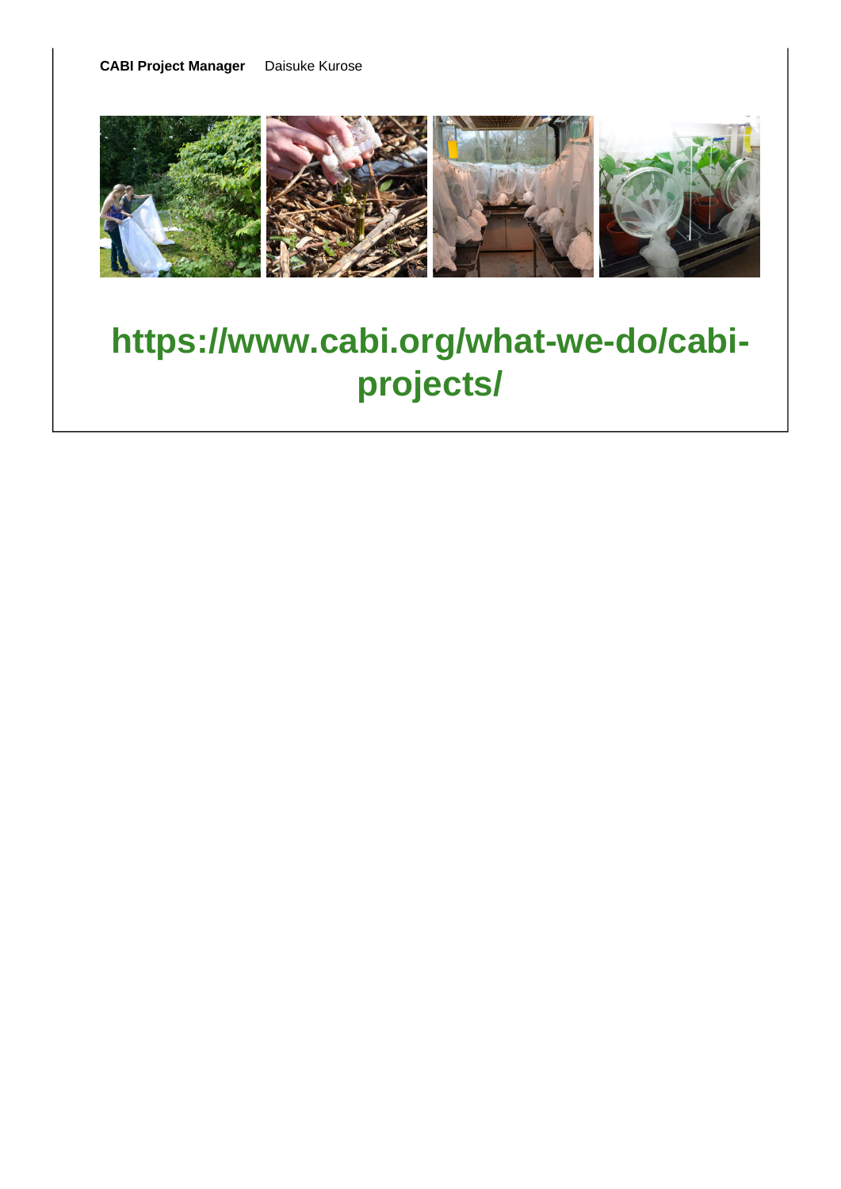**CABI Project Manager** Daisuke Kurose

## https://www.cabi.org/what-we-do/cabi-projects/